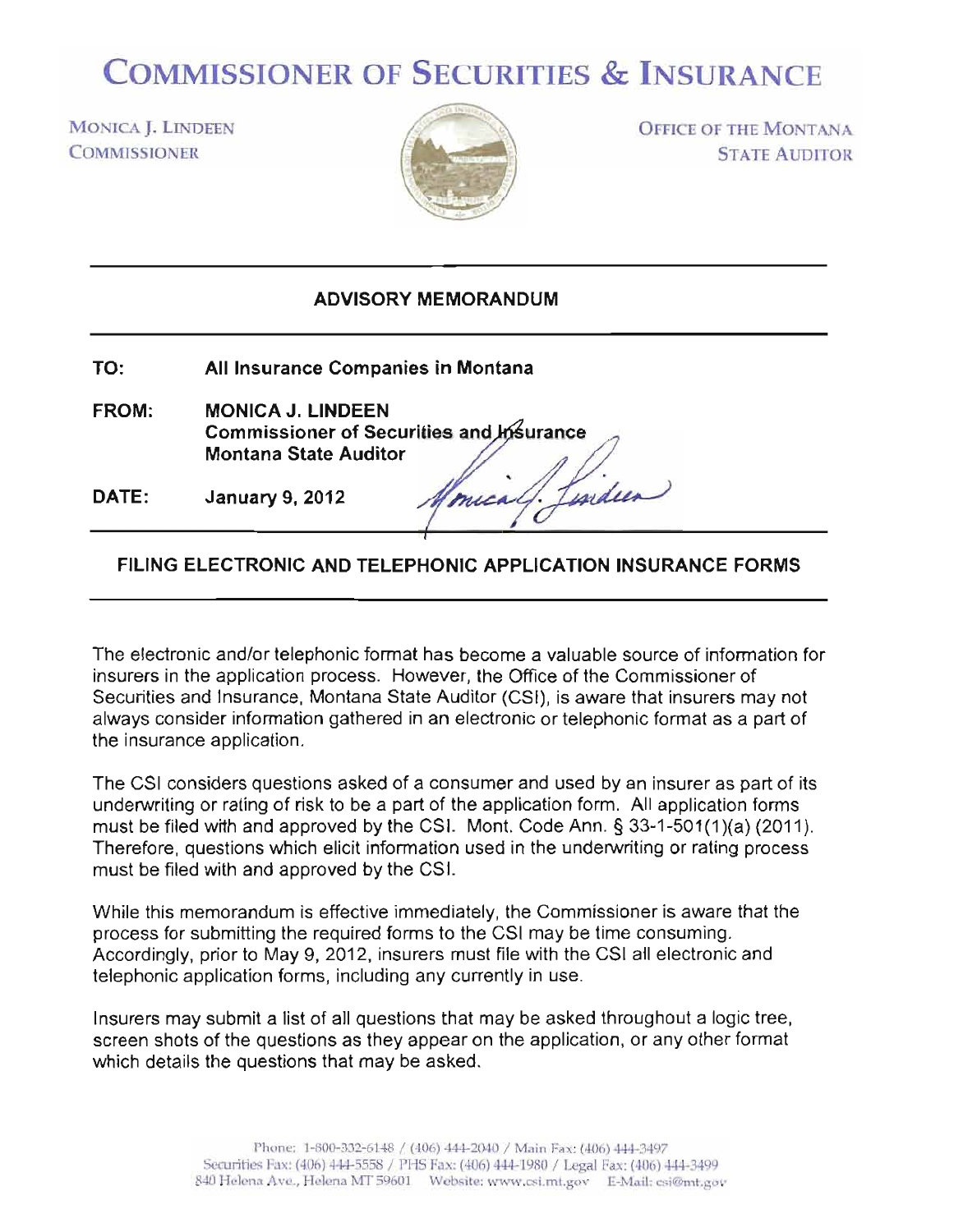# COMMISSIONER OF SECURITIES & INSURANCE

MONICA J. LINDEEN
COMMISSIONER

OFFICE OF THE MONTANA
STATE AUDITOR

---

## ADVISORY MEMORANDUM

---

**TO:** **All Insurance Companies in Montana**

**FROM:** **MONICA J. LINDEEN**
**Commissioner of Securities and Insurance**
**Montana State Auditor**

**DATE:** **January 9, 2012**

---

### FILING ELECTRONIC AND TELEPHONIC APPLICATION INSURANCE FORMS

---

The electronic and/or telephonic format has become a valuable source of information for insurers in the application process. However, the Office of the Commissioner of Securities and Insurance, Montana State Auditor (CSI), is aware that insurers may not always consider information gathered in an electronic or telephonic format as a part of the insurance application.

The CSI considers questions asked of a consumer and used by an insurer as part of its underwriting or rating of risk to be a part of the application form. All application forms must be filed with and approved by the CSI. Mont. Code Ann. § 33-1-501(1)(a) (2011). Therefore, questions which elicit information used in the underwriting or rating process must be filed with and approved by the CSI.

While this memorandum is effective immediately, the Commissioner is aware that the process for submitting the required forms to the CSI may be time consuming. Accordingly, prior to May 9, 2012, insurers must file with the CSI all electronic and telephonic application forms, including any currently in use.

Insurers may submit a list of all questions that may be asked throughout a logic tree, screen shots of the questions as they appear on the application, or any other format which details the questions that may be asked.

Phone: 1-800-332-6148 / (406) 444-2040 / Main Fax: (406) 444-3497
Securities Fax: (406) 444-5558 / PHS Fax: (406) 444-1980 / Legal Fax: (406) 444-3499
840 Helena Ave., Helena MT 59601 Website: www.csi.mt.gov E-Mail: csi@mt.gov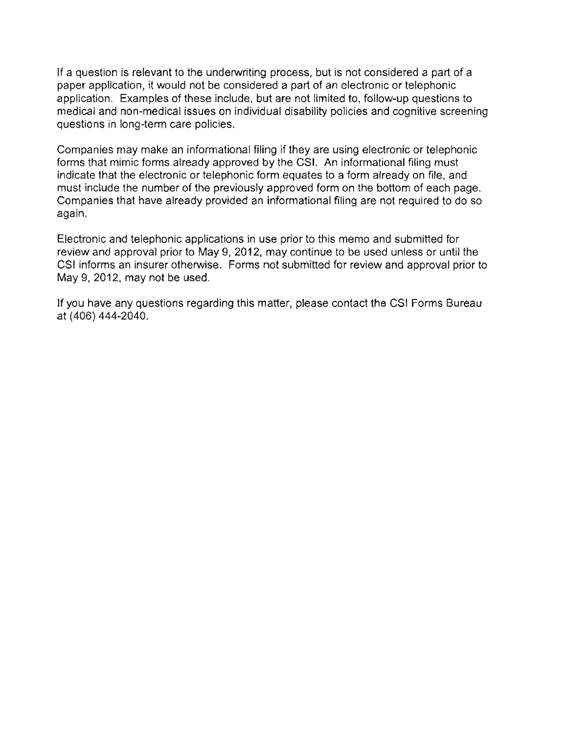If a question is relevant to the underwriting process, but is not considered a part of a paper application, it would not be considered a part of an electronic or telephonic application. Examples of these include, but are not limited to, follow-up questions to medical and non-medical issues on individual disability policies and cognitive screening questions in long-term care policies.

Companies may make an informational filing if they are using electronic or telephonic forms that mimic forms already approved by the CSI. An informational filing must indicate that the electronic or telephonic form equates to a form already on file, and must include the number of the previously approved form on the bottom of each page. Companies that have already provided an informational filing are not required to do so again.

Electronic and telephonic applications in use prior to this memo and submitted for review and approval prior to May 9, 2012, may continue to be used unless or until the CSI informs an insurer otherwise. Forms not submitted for review and approval prior to May 9, 2012, may not be used.

If you have any questions regarding this matter, please contact the CSI Forms Bureau at (406) 444-2040.